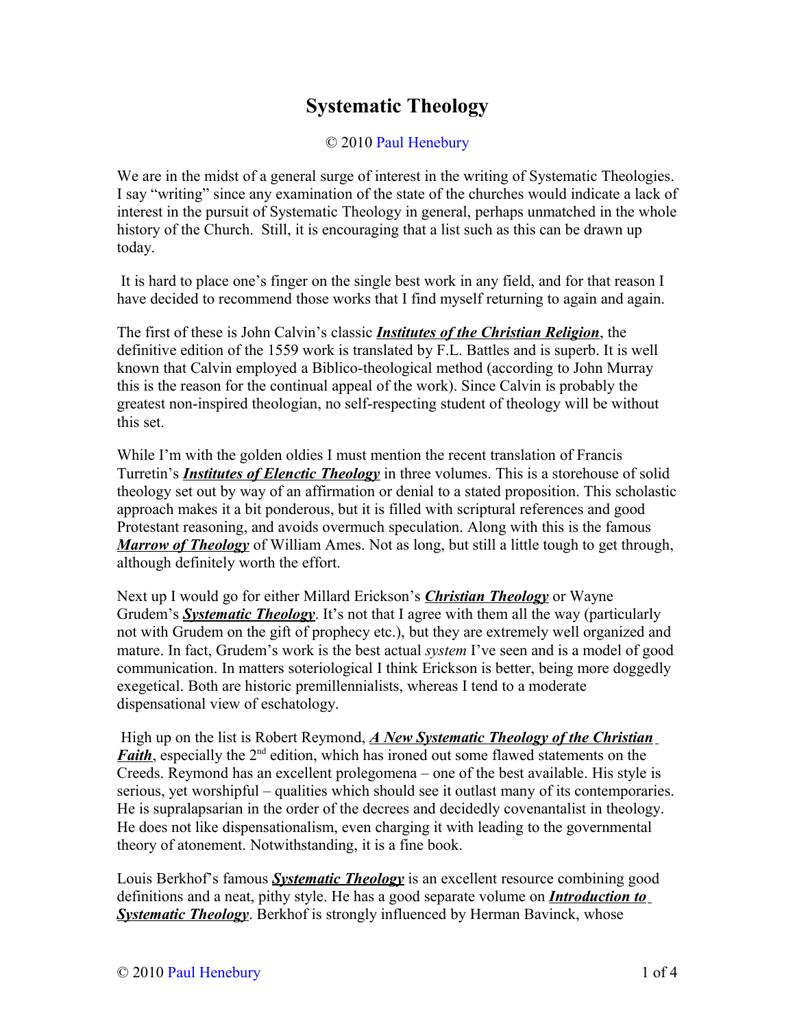# Systematic Theology

© 2010 Paul Henebury

We are in the midst of a general surge of interest in the writing of Systematic Theologies. I say "writing" since any examination of the state of the churches would indicate a lack of interest in the pursuit of Systematic Theology in general, perhaps unmatched in the whole history of the Church. Still, it is encouraging that a list such as this can be drawn up today.

It is hard to place one's finger on the single best work in any field, and for that reason I have decided to recommend those works that I find myself returning to again and again.

The first of these is John Calvin's classic ***Institutes of the Christian Religion***, the definitive edition of the 1559 work is translated by F.L. Battles and is superb. It is well known that Calvin employed a Biblico-theological method (according to John Murray this is the reason for the continual appeal of the work). Since Calvin is probably the greatest non-inspired theologian, no self-respecting student of theology will be without this set.

While I'm with the golden oldies I must mention the recent translation of Francis Turretin's ***Institutes of Elenctic Theology*** in three volumes. This is a storehouse of solid theology set out by way of an affirmation or denial to a stated proposition. This scholastic approach makes it a bit ponderous, but it is filled with scriptural references and good Protestant reasoning, and avoids overmuch speculation. Along with this is the famous ***Marrow of Theology*** of William Ames. Not as long, but still a little tough to get through, although definitely worth the effort.

Next up I would go for either Millard Erickson's ***Christian Theology*** or Wayne Grudem's ***Systematic Theology***. It's not that I agree with them all the way (particularly not with Grudem on the gift of prophecy etc.), but they are extremely well organized and mature. In fact, Grudem's work is the best actual *system* I've seen and is a model of good communication. In matters soteriological I think Erickson is better, being more doggedly exegetical. Both are historic premillennialists, whereas I tend to a moderate dispensational view of eschatology.

High up on the list is Robert Reymond, ***A New Systematic Theology of the Christian Faith***, especially the 2nd edition, which has ironed out some flawed statements on the Creeds. Reymond has an excellent prolegomena – one of the best available. His style is serious, yet worshipful – qualities which should see it outlast many of its contemporaries. He is supralapsarian in the order of the decrees and decidedly covenantalist in theology. He does not like dispensationalism, even charging it with leading to the governmental theory of atonement. Notwithstanding, it is a fine book.

Louis Berkhof's famous ***Systematic Theology*** is an excellent resource combining good definitions and a neat, pithy style. He has a good separate volume on ***Introduction to Systematic Theology***. Berkhof is strongly influenced by Herman Bavinck, whose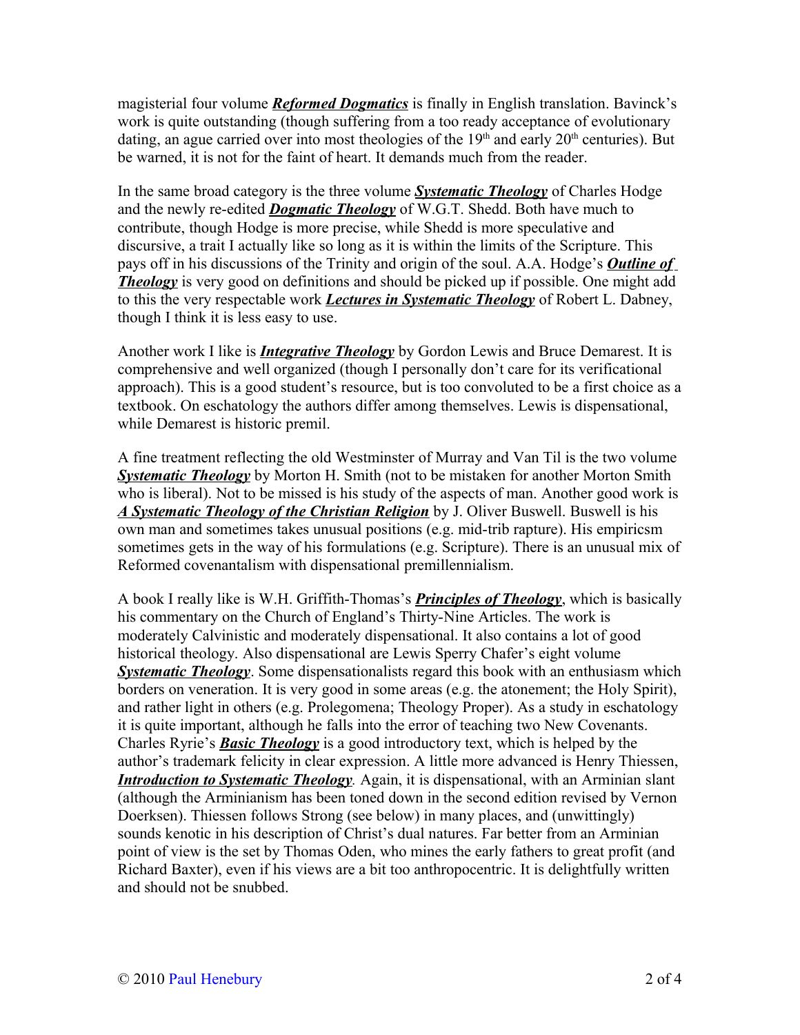magisterial four volume ***Reformed Dogmatics*** is finally in English translation. Bavinck's work is quite outstanding (though suffering from a too ready acceptance of evolutionary dating, an ague carried over into most theologies of the 19th and early 20th centuries). But be warned, it is not for the faint of heart. It demands much from the reader.

In the same broad category is the three volume ***Systematic Theology*** of Charles Hodge and the newly re-edited ***Dogmatic Theology*** of W.G.T. Shedd. Both have much to contribute, though Hodge is more precise, while Shedd is more speculative and discursive, a trait I actually like so long as it is within the limits of the Scripture. This pays off in his discussions of the Trinity and origin of the soul. A.A. Hodge's ***Outline of Theology*** is very good on definitions and should be picked up if possible. One might add to this the very respectable work ***Lectures in Systematic Theology*** of Robert L. Dabney, though I think it is less easy to use.

Another work I like is ***Integrative Theology*** by Gordon Lewis and Bruce Demarest. It is comprehensive and well organized (though I personally don't care for its verificational approach). This is a good student's resource, but is too convoluted to be a first choice as a textbook. On eschatology the authors differ among themselves. Lewis is dispensational, while Demarest is historic premil.

A fine treatment reflecting the old Westminster of Murray and Van Til is the two volume ***Systematic Theology*** by Morton H. Smith (not to be mistaken for another Morton Smith who is liberal). Not to be missed is his study of the aspects of man. Another good work is ***A Systematic Theology of the Christian Religion*** by J. Oliver Buswell. Buswell is his own man and sometimes takes unusual positions (e.g. mid-trib rapture). His empiricsm sometimes gets in the way of his formulations (e.g. Scripture). There is an unusual mix of Reformed covenantalism with dispensational premillennialism.

A book I really like is W.H. Griffith-Thomas's ***Principles of Theology***, which is basically his commentary on the Church of England's Thirty-Nine Articles. The work is moderately Calvinistic and moderately dispensational. It also contains a lot of good historical theology. Also dispensational are Lewis Sperry Chafer's eight volume ***Systematic Theology***. Some dispensationalists regard this book with an enthusiasm which borders on veneration. It is very good in some areas (e.g. the atonement; the Holy Spirit), and rather light in others (e.g. Prolegomena; Theology Proper). As a study in eschatology it is quite important, although he falls into the error of teaching two New Covenants. Charles Ryrie's ***Basic Theology*** is a good introductory text, which is helped by the author's trademark felicity in clear expression. A little more advanced is Henry Thiessen, ***Introduction to Systematic Theology***. Again, it is dispensational, with an Arminian slant (although the Arminianism has been toned down in the second edition revised by Vernon Doerksen). Thiessen follows Strong (see below) in many places, and (unwittingly) sounds kenotic in his description of Christ's dual natures. Far better from an Arminian point of view is the set by Thomas Oden, who mines the early fathers to great profit (and Richard Baxter), even if his views are a bit too anthropocentric. It is delightfully written and should not be snubbed.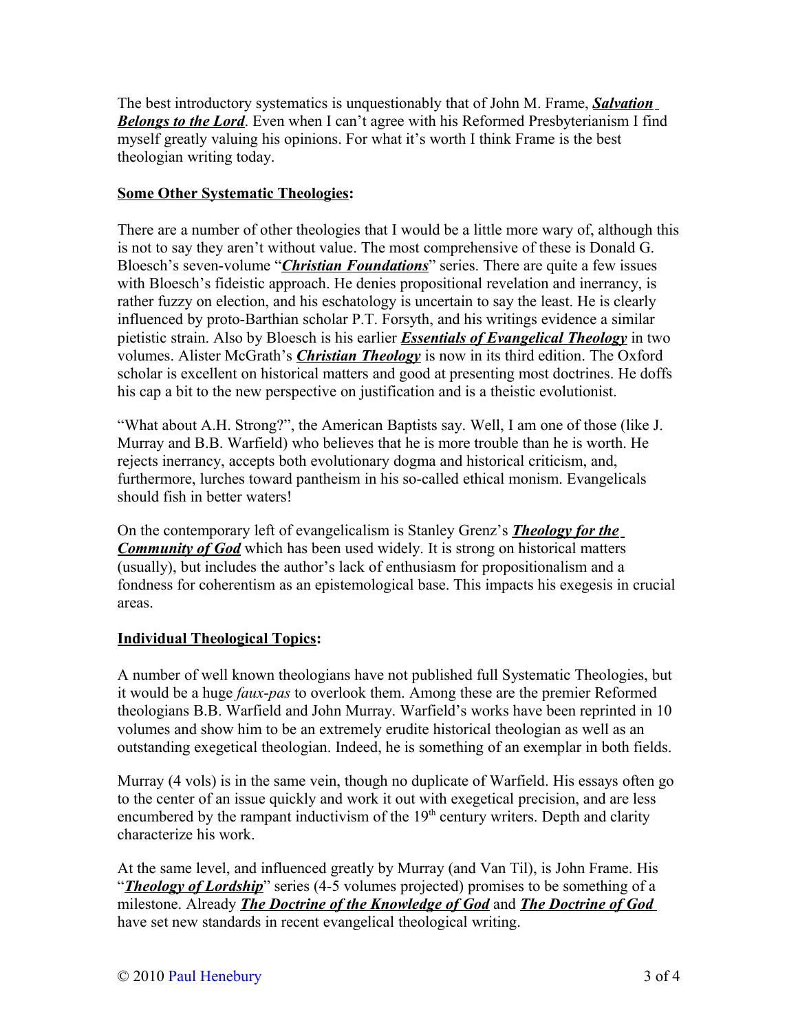The best introductory systematics is unquestionably that of John M. Frame, ***Salvation Belongs to the Lord***. Even when I can't agree with his Reformed Presbyterianism I find myself greatly valuing his opinions. For what it's worth I think Frame is the best theologian writing today.

**Some Other Systematic Theologies:**

There are a number of other theologies that I would be a little more wary of, although this is not to say they aren't without value. The most comprehensive of these is Donald G. Bloesch's seven-volume "***Christian Foundations***" series. There are quite a few issues with Bloesch's fideistic approach. He denies propositional revelation and inerrancy, is rather fuzzy on election, and his eschatology is uncertain to say the least. He is clearly influenced by proto-Barthian scholar P.T. Forsyth, and his writings evidence a similar pietistic strain. Also by Bloesch is his earlier ***Essentials of Evangelical Theology*** in two volumes. Alister McGrath's ***Christian Theology*** is now in its third edition. The Oxford scholar is excellent on historical matters and good at presenting most doctrines. He doffs his cap a bit to the new perspective on justification and is a theistic evolutionist.

"What about A.H. Strong?", the American Baptists say. Well, I am one of those (like J. Murray and B.B. Warfield) who believes that he is more trouble than he is worth. He rejects inerrancy, accepts both evolutionary dogma and historical criticism, and, furthermore, lurches toward pantheism in his so-called ethical monism. Evangelicals should fish in better waters!

On the contemporary left of evangelicalism is Stanley Grenz's ***Theology for the Community of God*** which has been used widely. It is strong on historical matters (usually), but includes the author's lack of enthusiasm for propositionalism and a fondness for coherentism as an epistemological base. This impacts his exegesis in crucial areas.

**Individual Theological Topics:**

A number of well known theologians have not published full Systematic Theologies, but it would be a huge *faux-pas* to overlook them. Among these are the premier Reformed theologians B.B. Warfield and John Murray. Warfield's works have been reprinted in 10 volumes and show him to be an extremely erudite historical theologian as well as an outstanding exegetical theologian. Indeed, he is something of an exemplar in both fields.

Murray (4 vols) is in the same vein, though no duplicate of Warfield. His essays often go to the center of an issue quickly and work it out with exegetical precision, and are less encumbered by the rampant inductivism of the 19th century writers. Depth and clarity characterize his work.

At the same level, and influenced greatly by Murray (and Van Til), is John Frame. His "***Theology of Lordship***" series (4-5 volumes projected) promises to be something of a milestone. Already ***The Doctrine of the Knowledge of God*** and ***The Doctrine of God*** have set new standards in recent evangelical theological writing.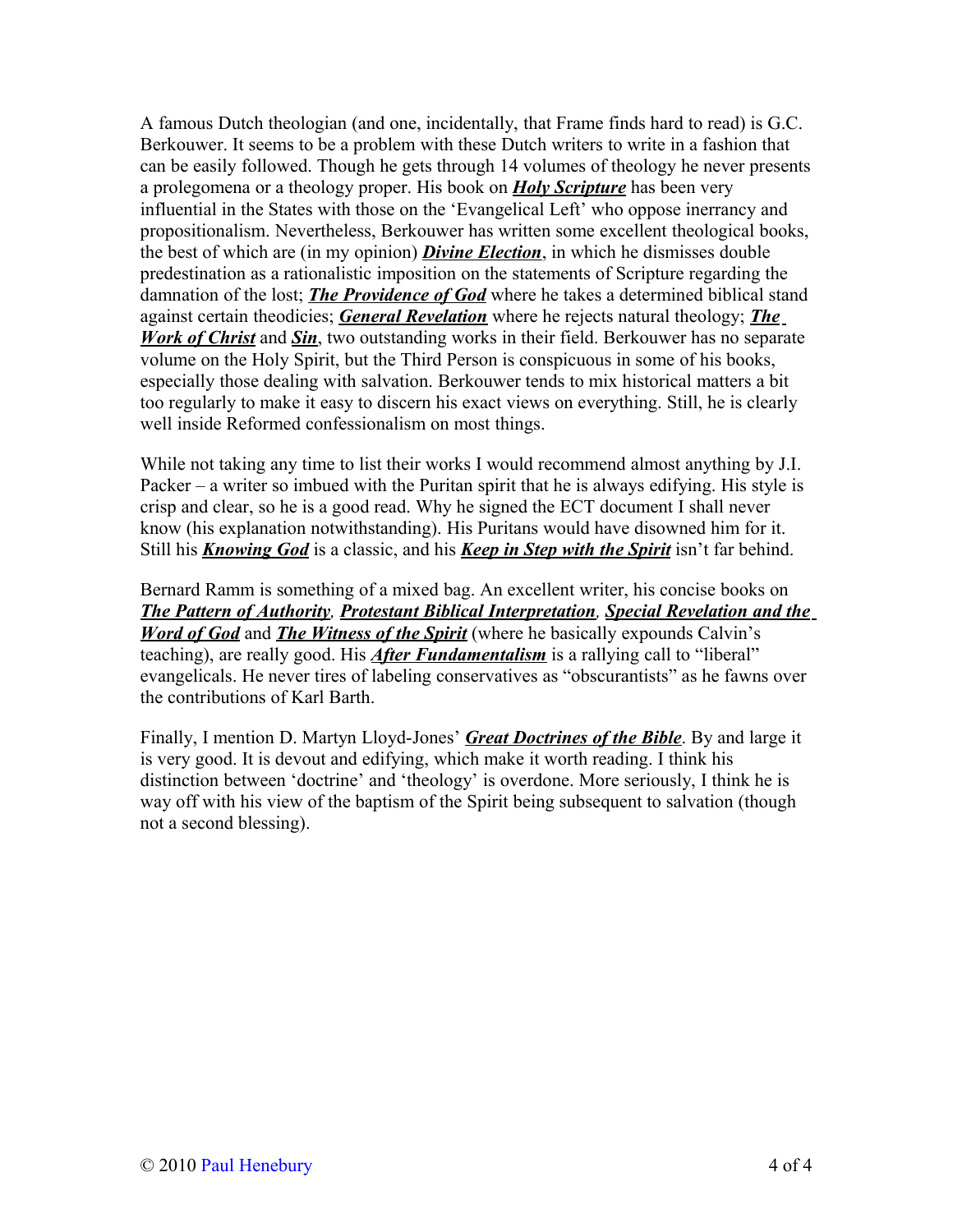A famous Dutch theologian (and one, incidentally, that Frame finds hard to read) is G.C. Berkouwer. It seems to be a problem with these Dutch writers to write in a fashion that can be easily followed. Though he gets through 14 volumes of theology he never presents a prolegomena or a theology proper. His book on ***Holy Scripture*** has been very influential in the States with those on the 'Evangelical Left' who oppose inerrancy and propositionalism. Nevertheless, Berkouwer has written some excellent theological books, the best of which are (in my opinion) ***Divine Election***, in which he dismisses double predestination as a rationalistic imposition on the statements of Scripture regarding the damnation of the lost; ***The Providence of God*** where he takes a determined biblical stand against certain theodicies; ***General Revelation*** where he rejects natural theology; ***The Work of Christ*** and ***Sin***, two outstanding works in their field. Berkouwer has no separate volume on the Holy Spirit, but the Third Person is conspicuous in some of his books, especially those dealing with salvation. Berkouwer tends to mix historical matters a bit too regularly to make it easy to discern his exact views on everything. Still, he is clearly well inside Reformed confessionalism on most things.

While not taking any time to list their works I would recommend almost anything by J.I. Packer – a writer so imbued with the Puritan spirit that he is always edifying. His style is crisp and clear, so he is a good read. Why he signed the ECT document I shall never know (his explanation notwithstanding). His Puritans would have disowned him for it. Still his ***Knowing God*** is a classic, and his ***Keep in Step with the Spirit*** isn't far behind.

Bernard Ramm is something of a mixed bag. An excellent writer, his concise books on ***The Pattern of Authority***, ***Protestant Biblical Interpretation***, ***Special Revelation and the Word of God*** and ***The Witness of the Spirit*** (where he basically expounds Calvin's teaching), are really good. His ***After Fundamentalism*** is a rallying call to "liberal" evangelicals. He never tires of labeling conservatives as "obscurantists" as he fawns over the contributions of Karl Barth.

Finally, I mention D. Martyn Lloyd-Jones' ***Great Doctrines of the Bible***. By and large it is very good. It is devout and edifying, which make it worth reading. I think his distinction between 'doctrine' and 'theology' is overdone. More seriously, I think he is way off with his view of the baptism of the Spirit being subsequent to salvation (though not a second blessing).

© 2010 Paul Henebury